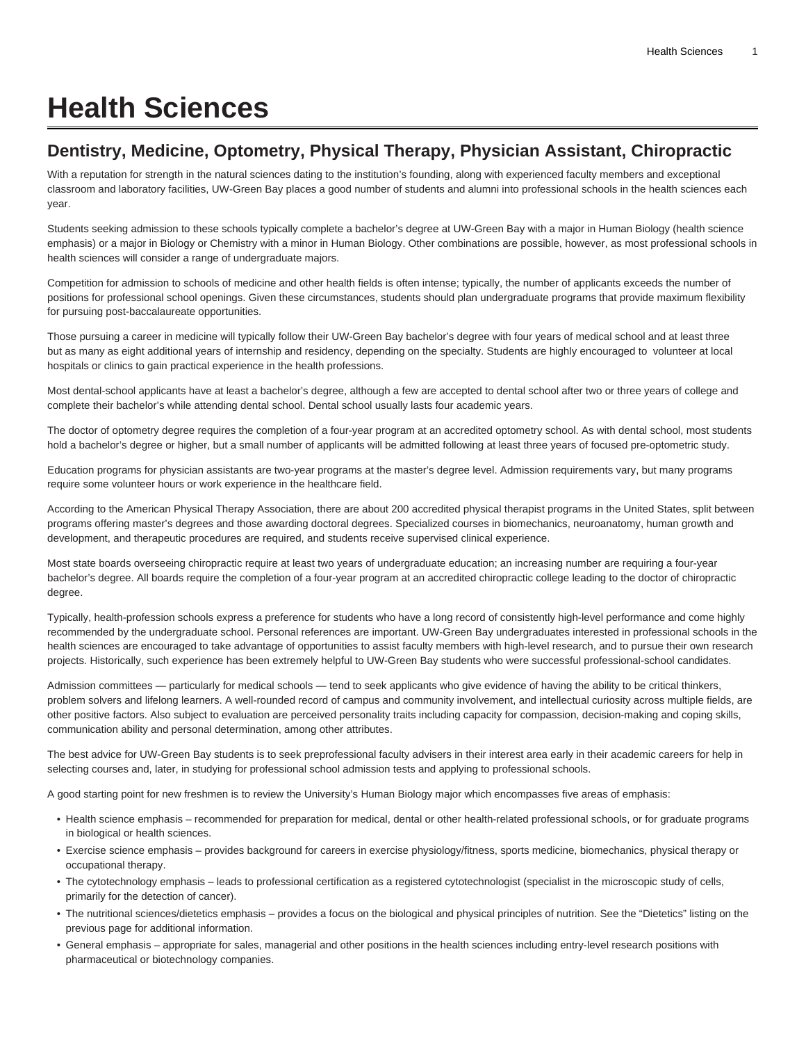# Health Sciences

## Dentistry, Medicine, Optometry, Physical Therapy, Physician Assistant, Chiropractic

With a reputation for strength in the natural sciences dating to the institution's founding, along with experienced faculty members and exceptional classroom and laboratory facilities, UW-Green Bay places a good number of students and alumni into professional schools in the health sciences each year.

Students seeking admission to these schools typically complete a bachelor's degree at UW-Green Bay with a major in Human Biology (health science emphasis) or a major in Biology or Chemistry with a minor in Human Biology. Other combinations are possible, however, as most professional schools in health sciences will consider a range of undergraduate majors.

Competition for admission to schools of medicine and other health fields is often intense; typically, the number of applicants exceeds the number of positions for professional school openings. Given these circumstances, students should plan undergraduate programs that provide maximum flexibility for pursuing post-baccalaureate opportunities.

Those pursuing a career in medicine will typically follow their UW-Green Bay bachelor's degree with four years of medical school and at least three but as many as eight additional years of internship and residency, depending on the specialty. Students are highly encouraged to volunteer at local hospitals or clinics to gain practical experience in the health professions.

Most dental-school applicants have at least a bachelor's degree, although a few are accepted to dental school after two or three years of college and complete their bachelor's while attending dental school. Dental school usually lasts four academic years.

The doctor of optometry degree requires the completion of a four-year program at an accredited optometry school. As with dental school, most students hold a bachelor's degree or higher, but a small number of applicants will be admitted following at least three years of focused pre-optometric study.

Education programs for physician assistants are two-year programs at the master's degree level. Admission requirements vary, but many programs require some volunteer hours or work experience in the healthcare field.

According to the American Physical Therapy Association, there are about 200 accredited physical therapist programs in the United States, split between programs offering master's degrees and those awarding doctoral degrees. Specialized courses in biomechanics, neuroanatomy, human growth and development, and therapeutic procedures are required, and students receive supervised clinical experience.

Most state boards overseeing chiropractic require at least two years of undergraduate education; an increasing number are requiring a four-year bachelor's degree. All boards require the completion of a four-year program at an accredited chiropractic college leading to the doctor of chiropractic degree.

Typically, health-profession schools express a preference for students who have a long record of consistently high-level performance and come highly recommended by the undergraduate school. Personal references are important. UW-Green Bay undergraduates interested in professional schools in the health sciences are encouraged to take advantage of opportunities to assist faculty members with high-level research, and to pursue their own research projects. Historically, such experience has been extremely helpful to UW-Green Bay students who were successful professional-school candidates.

Admission committees — particularly for medical schools — tend to seek applicants who give evidence of having the ability to be critical thinkers, problem solvers and lifelong learners. A well-rounded record of campus and community involvement, and intellectual curiosity across multiple fields, are other positive factors. Also subject to evaluation are perceived personality traits including capacity for compassion, decision-making and coping skills, communication ability and personal determination, among other attributes.

The best advice for UW-Green Bay students is to seek preprofessional faculty advisers in their interest area early in their academic careers for help in selecting courses and, later, in studying for professional school admission tests and applying to professional schools.

A good starting point for new freshmen is to review the University's Human Biology major which encompasses five areas of emphasis:

- Health science emphasis – recommended for preparation for medical, dental or other health-related professional schools, or for graduate programs in biological or health sciences.
- Exercise science emphasis – provides background for careers in exercise physiology/fitness, sports medicine, biomechanics, physical therapy or occupational therapy.
- The cytotechnology emphasis – leads to professional certification as a registered cytotechnologist (specialist in the microscopic study of cells, primarily for the detection of cancer).
- The nutritional sciences/dietetics emphasis – provides a focus on the biological and physical principles of nutrition. See the "Dietetics" listing on the previous page for additional information.
- General emphasis – appropriate for sales, managerial and other positions in the health sciences including entry-level research positions with pharmaceutical or biotechnology companies.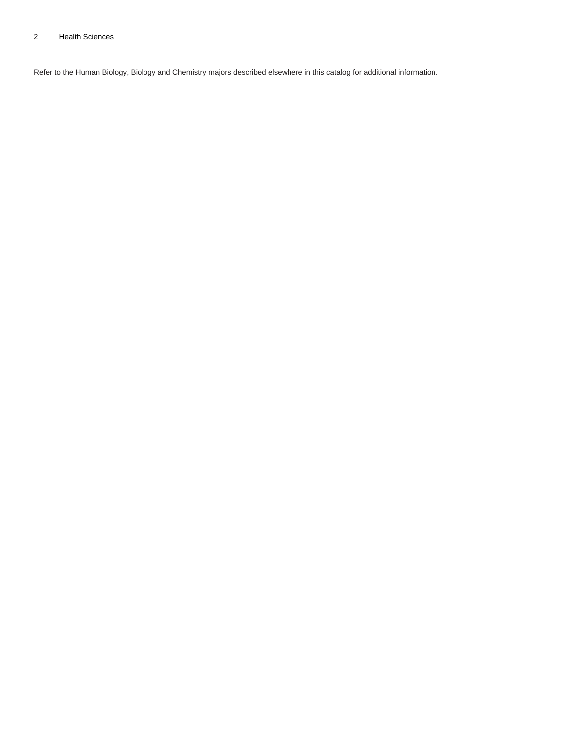Refer to the Human Biology, Biology and Chemistry majors described elsewhere in this catalog for additional information.